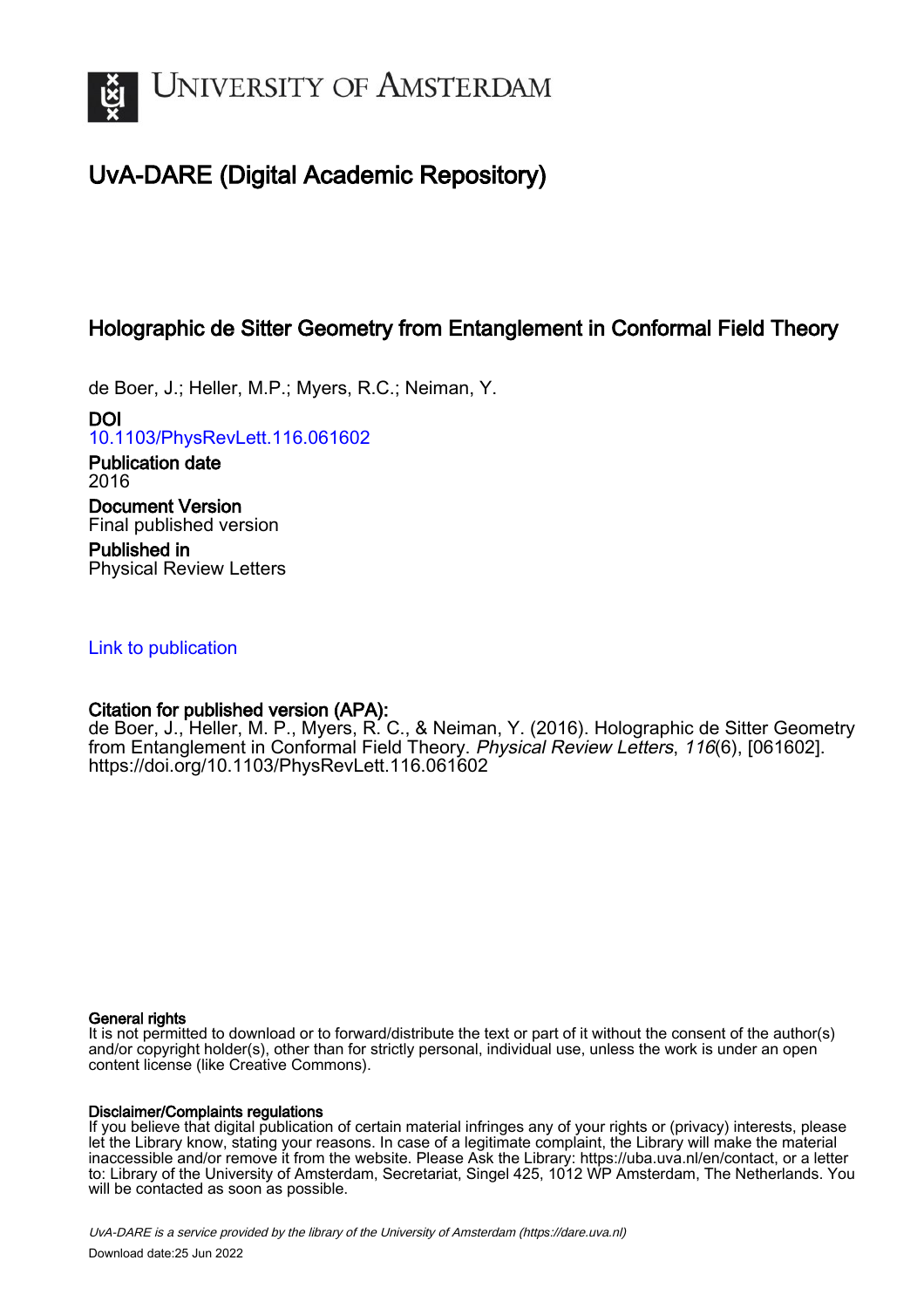# UNIVERSITY OF AMSTERDAM

## UvA-DARE (Digital Academic Repository)

### Holographic de Sitter Geometry from Entanglement in Conformal Field Theory

de Boer, J.; Heller, M.P.; Myers, R.C.; Neiman, Y.

**DOI**
10.1103/PhysRevLett.116.061602

**Publication date**
2016

**Document Version**
Final published version

**Published in**
Physical Review Letters

Link to publication

**Citation for published version (APA):**
de Boer, J., Heller, M. P., Myers, R. C., & Neiman, Y. (2016). Holographic de Sitter Geometry from Entanglement in Conformal Field Theory. *Physical Review Letters*, *116*(6), [061602]. https://doi.org/10.1103/PhysRevLett.116.061602

**General rights**
It is not permitted to download or to forward/distribute the text or part of it without the consent of the author(s) and/or copyright holder(s), other than for strictly personal, individual use, unless the work is under an open content license (like Creative Commons).

**Disclaimer/Complaints regulations**
If you believe that digital publication of certain material infringes any of your rights or (privacy) interests, please let the Library know, stating your reasons. In case of a legitimate complaint, the Library will make the material inaccessible and/or remove it from the website. Please Ask the Library: https://uba.uva.nl/en/contact, or a letter to: Library of the University of Amsterdam, Secretariat, Singel 425, 1012 WP Amsterdam, The Netherlands. You will be contacted as soon as possible.

*UvA-DARE is a service provided by the library of the University of Amsterdam (https://dare.uva.nl)*
Download date:25 Jun 2022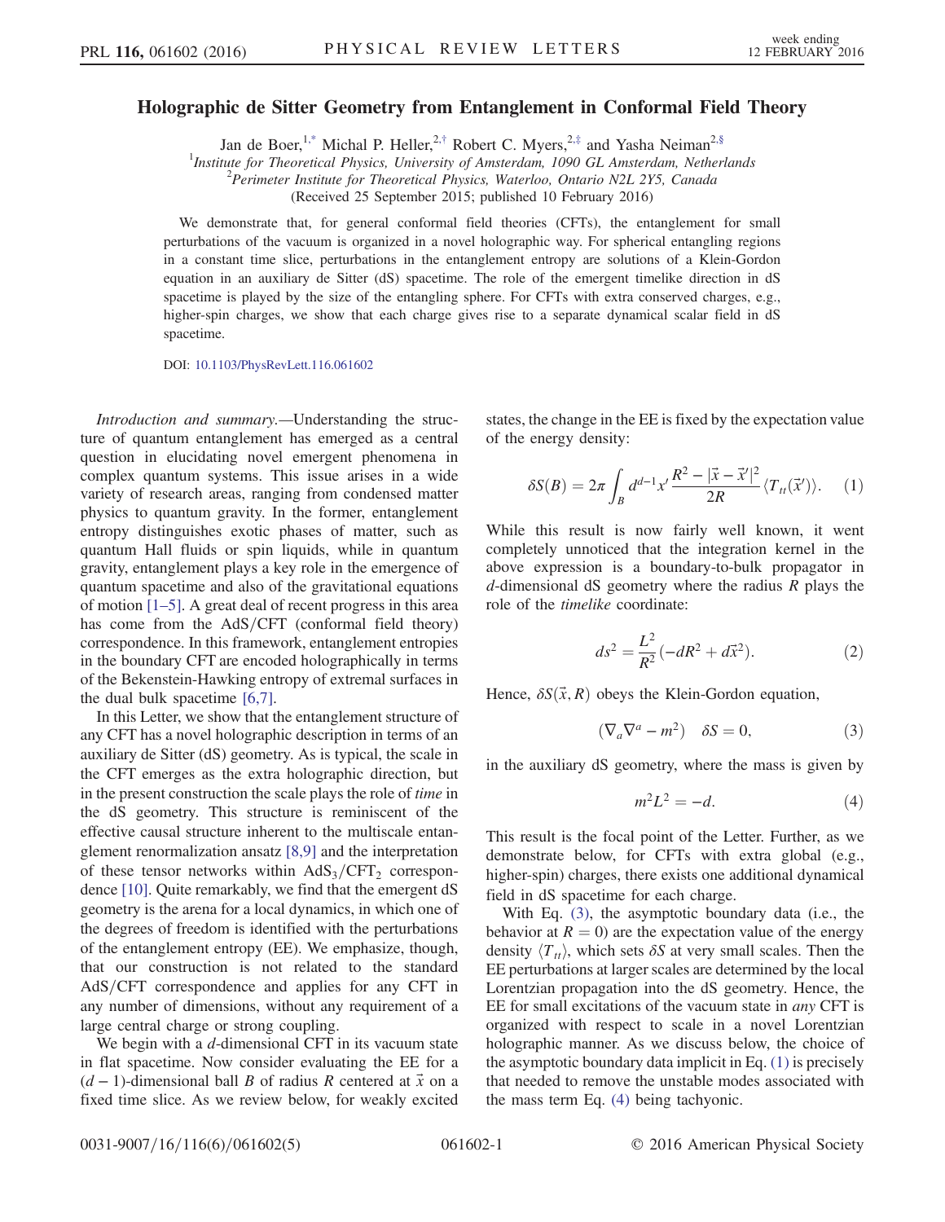# Holographic de Sitter Geometry from Entanglement in Conformal Field Theory

Jan de Boer,[1,*] Michal P. Heller,[2,†] Robert C. Myers,[2,‡] and Yasha Neiman[2,§]

[1]Institute for Theoretical Physics, University of Amsterdam, 1090 GL Amsterdam, Netherlands
[2]Perimeter Institute for Theoretical Physics, Waterloo, Ontario N2L 2Y5, Canada

(Received 25 September 2015; published 10 February 2016)

We demonstrate that, for general conformal field theories (CFTs), the entanglement for small perturbations of the vacuum is organized in a novel holographic way. For spherical entangling regions in a constant time slice, perturbations in the entanglement entropy are solutions of a Klein-Gordon equation in an auxiliary de Sitter (dS) spacetime. The role of the emergent timelike direction in dS spacetime is played by the size of the entangling sphere. For CFTs with extra conserved charges, e.g., higher-spin charges, we show that each charge gives rise to a separate dynamical scalar field in dS spacetime.

DOI: 10.1103/PhysRevLett.116.061602

*Introduction and summary.*—Understanding the structure of quantum entanglement has emerged as a central question in elucidating novel emergent phenomena in complex quantum systems. This issue arises in a wide variety of research areas, ranging from condensed matter physics to quantum gravity. In the former, entanglement entropy distinguishes exotic phases of matter, such as quantum Hall fluids or spin liquids, while in quantum gravity, entanglement plays a key role in the emergence of quantum spacetime and also of the gravitational equations of motion [1–5]. A great deal of recent progress in this area has come from the AdS/CFT (conformal field theory) correspondence. In this framework, entanglement entropies in the boundary CFT are encoded holographically in terms of the Bekenstein-Hawking entropy of extremal surfaces in the dual bulk spacetime [6,7].

In this Letter, we show that the entanglement structure of any CFT has a novel holographic description in terms of an auxiliary de Sitter (dS) geometry. As is typical, the scale in the CFT emerges as the extra holographic direction, but in the present construction the scale plays the role of *time* in the dS geometry. This structure is reminiscent of the effective causal structure inherent to the multiscale entanglement renormalization ansatz [8,9] and the interpretation of these tensor networks within $AdS_3/CFT_2$ correspondence [10]. Quite remarkably, we find that the emergent dS geometry is the arena for a local dynamics, in which one of the degrees of freedom is identified with the perturbations of the entanglement entropy (EE). We emphasize, though, that our construction is not related to the standard AdS/CFT correspondence and applies for any CFT in any number of dimensions, without any requirement of a large central charge or strong coupling.

We begin with a $d$-dimensional CFT in its vacuum state in flat spacetime. Now consider evaluating the EE for a $(d-1)$-dimensional ball $B$ of radius $R$ centered at $\vec{x}$ on a fixed time slice. As we review below, for weakly excited states, the change in the EE is fixed by the expectation value of the energy density:

$$\delta S(B) = 2\pi \int_B d^{d-1}x' \, \frac{R^2 - |\vec{x} - \vec{x}'|^2}{2R} \langle T_{tt}(\vec{x}')\rangle. \quad (1)$$

While this result is now fairly well known, it went completely unnoticed that the integration kernel in the above expression is a boundary-to-bulk propagator in $d$-dimensional dS geometry where the radius $R$ plays the role of the *timelike* coordinate:

$$ds^2 = \frac{L^2}{R^2}(-dR^2 + d\vec{x}^2). \quad (2)$$

Hence, $\delta S(\vec{x}, R)$ obeys the Klein-Gordon equation,

$$(\nabla_a \nabla^a - m^2) \quad \delta S = 0, \quad (3)$$

in the auxiliary dS geometry, where the mass is given by

$$m^2 L^2 = -d. \quad (4)$$

This result is the focal point of the Letter. Further, as we demonstrate below, for CFTs with extra global (e.g., higher-spin) charges, there exists one additional dynamical field in dS spacetime for each charge.

With Eq. (3), the asymptotic boundary data (i.e., the behavior at $R = 0$) are the expectation value of the energy density $\langle T_{tt}\rangle$, which sets $\delta S$ at very small scales. Then the EE perturbations at larger scales are determined by the local Lorentzian propagation into the dS geometry. Hence, the EE for small excitations of the vacuum state in *any* CFT is organized with respect to scale in a novel Lorentzian holographic manner. As we discuss below, the choice of the asymptotic boundary data implicit in Eq. (1) is precisely that needed to remove the unstable modes associated with the mass term Eq. (4) being tachyonic.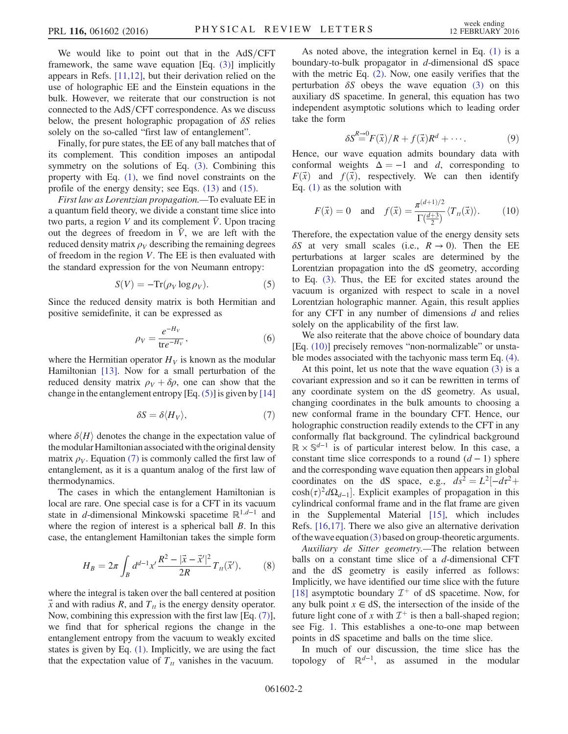We would like to point out that in the AdS/CFT framework, the same wave equation [Eq. (3)] implicitly appears in Refs. [11,12], but their derivation relied on the use of holographic EE and the Einstein equations in the bulk. However, we reiterate that our construction is not connected to the AdS/CFT correspondence. As we discuss below, the present holographic propagation of $\delta S$ relies solely on the so-called "first law of entanglement".

Finally, for pure states, the EE of any ball matches that of its complement. This condition imposes an antipodal symmetry on the solutions of Eq. (3). Combining this property with Eq. (1), we find novel constraints on the profile of the energy density; see Eqs. (13) and (15).

*First law as Lorentzian propagation.*—To evaluate EE in a quantum field theory, we divide a constant time slice into two parts, a region $V$ and its complement $\bar{V}$. Upon tracing out the degrees of freedom in $\bar{V}$, we are left with the reduced density matrix $\rho_V$ describing the remaining degrees of freedom in the region $V$. The EE is then evaluated with the standard expression for the von Neumann entropy:

$$S(V) = -\mathrm{Tr}(\rho_V \log \rho_V). \tag{5}$$

Since the reduced density matrix is both Hermitian and positive semidefinite, it can be expressed as

$$\rho_V = \frac{e^{-H_V}}{\mathrm{tr} e^{-H_V}}, \tag{6}$$

where the Hermitian operator $H_V$ is known as the modular Hamiltonian [13]. Now for a small perturbation of the reduced density matrix $\rho_V + \delta\rho$, one can show that the change in the entanglement entropy [Eq. (5)] is given by [14]

$$\delta S = \delta \langle H_V \rangle, \tag{7}$$

where $\delta\langle H \rangle$ denotes the change in the expectation value of the modular Hamiltonian associated with the original density matrix $\rho_V$. Equation (7) is commonly called the first law of entanglement, as it is a quantum analog of the first law of thermodynamics.

The cases in which the entanglement Hamiltonian is local are rare. One special case is for a CFT in its vacuum state in $d$-dimensional Minkowski spacetime $\mathbb{R}^{1,d-1}$ and where the region of interest is a spherical ball $B$. In this case, the entanglement Hamiltonian takes the simple form

$$H_B = 2\pi \int_B d^{d-1}x' \frac{R^2 - |\vec{x} - \vec{x}'|^2}{2R} T_{tt}(\vec{x}'), \tag{8}$$

where the integral is taken over the ball centered at position $\vec{x}$ and with radius $R$, and $T_{tt}$ is the energy density operator. Now, combining this expression with the first law [Eq. (7)], we find that for spherical regions the change in the entanglement entropy from the vacuum to weakly excited states is given by Eq. (1). Implicitly, we are using the fact that the expectation value of $T_{tt}$ vanishes in the vacuum.

As noted above, the integration kernel in Eq. (1) is a boundary-to-bulk propagator in $d$-dimensional dS space with the metric Eq. (2). Now, one easily verifies that the perturbation $\delta S$ obeys the wave equation (3) on this auxiliary dS spacetime. In general, this equation has two independent asymptotic solutions which to leading order take the form

$$\delta S \overset{R\to 0}{=} F(\vec{x})/R + f(\vec{x})R^d + \cdots. \tag{9}$$

Hence, our wave equation admits boundary data with conformal weights $\Delta = -1$ and $d$, corresponding to $F(\vec{x})$ and $f(\vec{x})$, respectively. We can then identify Eq. (1) as the solution with

$$F(\vec{x}) = 0 \quad \text{and} \quad f(\vec{x}) = \frac{\pi^{(d+1)/2}}{\Gamma(\frac{d+3}{2})} \langle T_{tt}(\vec{x}) \rangle. \tag{10}$$

Therefore, the expectation value of the energy density sets $\delta S$ at very small scales (i.e., $R \to 0$). Then the EE perturbations at larger scales are determined by the Lorentzian propagation into the dS geometry, according to Eq. (3). Thus, the EE for excited states around the vacuum is organized with respect to scale in a novel Lorentzian holographic manner. Again, this result applies for any CFT in any number of dimensions $d$ and relies solely on the applicability of the first law.

We also reiterate that the above choice of boundary data [Eq. (10)] precisely removes "non-normalizable" or unstable modes associated with the tachyonic mass term Eq. (4).

At this point, let us note that the wave equation (3) is a covariant expression and so it can be rewritten in terms of any coordinate system on the dS geometry. As usual, changing coordinates in the bulk amounts to choosing a new conformal frame in the boundary CFT. Hence, our holographic construction readily extends to the CFT in any conformally flat background. The cylindrical background $\mathbb{R} \times \mathbb{S}^{d-1}$ is of particular interest below. In this case, a constant time slice corresponds to a round $(d-1)$ sphere and the corresponding wave equation then appears in global coordinates on the dS space, e.g., $ds^2 = L^2[-d\tau^2 + \cosh(\tau)^2 d\Omega_{d-1}]$. Explicit examples of propagation in this cylindrical conformal frame and in the flat frame are given in the Supplemental Material [15], which includes Refs. [16,17]. There we also give an alternative derivation of the wave equation (3) based on group-theoretic arguments.

*Auxiliary de Sitter geometry.*—The relation between balls on a constant time slice of a $d$-dimensional CFT and the dS geometry is easily inferred as follows: Implicitly, we have identified our time slice with the future [18] asymptotic boundary $\mathcal{I}^+$ of dS spacetime. Now, for any bulk point $x \in \mathrm{dS}$, the intersection of the inside of the future light cone of $x$ with $\mathcal{I}^+$ is then a ball-shaped region; see Fig. 1. This establishes a one-to-one map between points in dS spacetime and balls on the time slice.

In much of our discussion, the time slice has the topology of $\mathbb{R}^{d-1}$, as assumed in the modular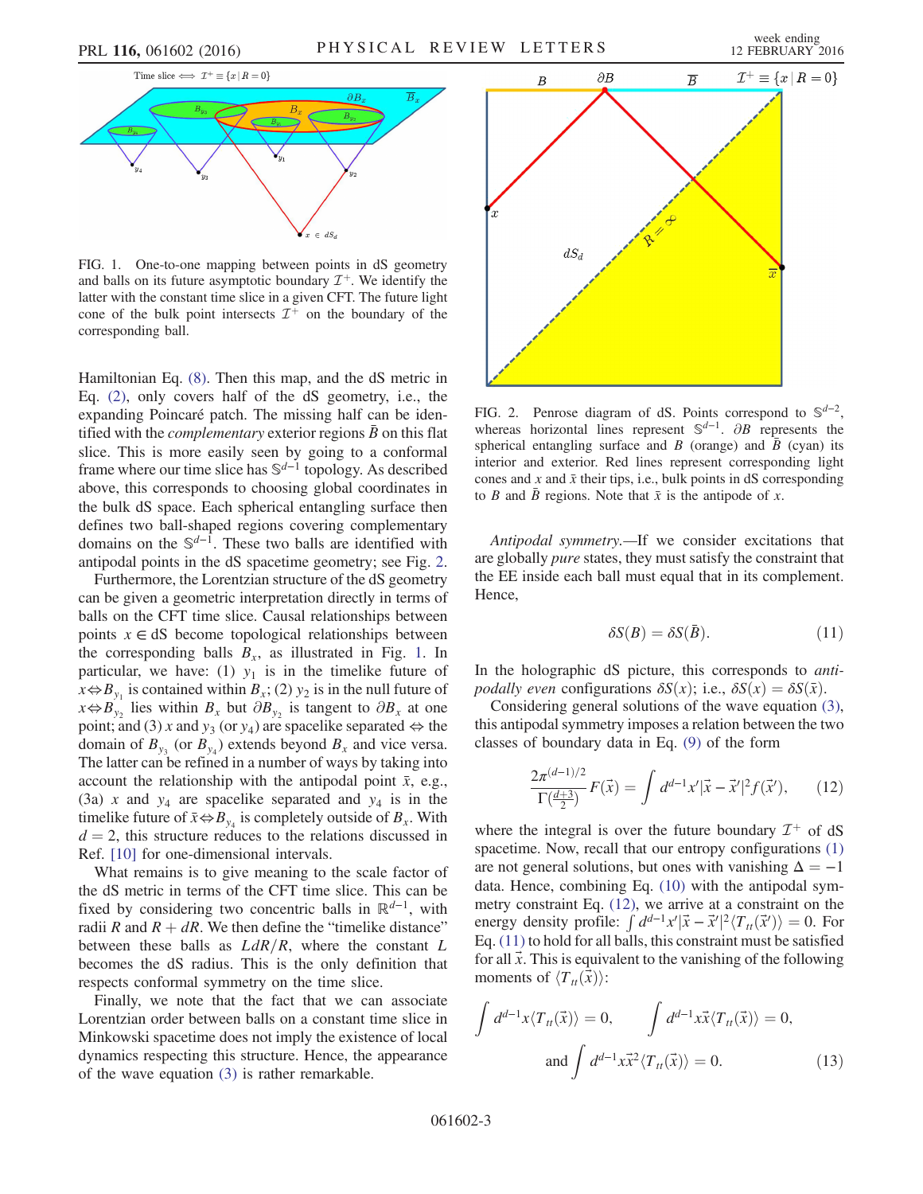FIG. 1. One-to-one mapping between points in dS geometry and balls on its future asymptotic boundary $\mathcal{I}^+$. We identify the latter with the constant time slice in a given CFT. The future light cone of the bulk point intersects $\mathcal{I}^+$ on the boundary of the corresponding ball.

Hamiltonian Eq. (8). Then this map, and the dS metric in Eq. (2), only covers half of the dS geometry, i.e., the expanding Poincaré patch. The missing half can be identified with the *complementary* exterior regions $\bar{B}$ on this flat slice. This is more easily seen by going to a conformal frame where our time slice has $\mathbb{S}^{d-1}$ topology. As described above, this corresponds to choosing global coordinates in the bulk dS space. Each spherical entangling surface then defines two ball-shaped regions covering complementary domains on the $\mathbb{S}^{d-1}$. These two balls are identified with antipodal points in the dS spacetime geometry; see Fig. 2.

Furthermore, the Lorentzian structure of the dS geometry can be given a geometric interpretation directly in terms of balls on the CFT time slice. Causal relationships between points $x \in \mathrm{dS}$ become topological relationships between the corresponding balls $B_x$, as illustrated in Fig. 1. In particular, we have: (1) $y_1$ is in the timelike future of $x \Leftrightarrow B_{y_1}$ is contained within $B_x$; (2) $y_2$ is in the null future of $x \Leftrightarrow B_{y_2}$ lies within $B_x$ but $\partial B_{y_2}$ is tangent to $\partial B_x$ at one point; and (3) $x$ and $y_3$ (or $y_4$) are spacelike separated $\Leftrightarrow$ the domain of $B_{y_3}$ (or $B_{y_4}$) extends beyond $B_x$ and vice versa. The latter can be refined in a number of ways by taking into account the relationship with the antipodal point $\bar{x}$, e.g., (3a) $x$ and $y_4$ are spacelike separated and $y_4$ is in the timelike future of $\bar{x} \Leftrightarrow B_{y_4}$ is completely outside of $B_x$. With $d = 2$, this structure reduces to the relations discussed in Ref. [10] for one-dimensional intervals.

What remains is to give meaning to the scale factor of the dS metric in terms of the CFT time slice. This can be fixed by considering two concentric balls in $\mathbb{R}^{d-1}$, with radii $R$ and $R + dR$. We then define the "timelike distance" between these balls as $LdR/R$, where the constant $L$ becomes the dS radius. This is the only definition that respects conformal symmetry on the time slice.

Finally, we note that the fact that we can associate Lorentzian order between balls on a constant time slice in Minkowski spacetime does not imply the existence of local dynamics respecting this structure. Hence, the appearance of the wave equation (3) is rather remarkable.

FIG. 2. Penrose diagram of dS. Points correspond to $\mathbb{S}^{d-2}$, whereas horizontal lines represent $\mathbb{S}^{d-1}$. $\partial B$ represents the spherical entangling surface and $B$ (orange) and $\bar{B}$ (cyan) its interior and exterior. Red lines represent corresponding light cones and $x$ and $\bar{x}$ their tips, i.e., bulk points in dS corresponding to $B$ and $\bar{B}$ regions. Note that $\bar{x}$ is the antipode of $x$.

*Antipodal symmetry.*—If we consider excitations that are globally *pure* states, they must satisfy the constraint that the EE inside each ball must equal that in its complement. Hence,

$$\delta S(B) = \delta S(\bar{B}). \tag{11}$$

In the holographic dS picture, this corresponds to *antipodally even* configurations $\delta S(x)$; i.e., $\delta S(x) = \delta S(\bar{x})$.

Considering general solutions of the wave equation (3), this antipodal symmetry imposes a relation between the two classes of boundary data in Eq. (9) of the form

$$\frac{2\pi^{(d-1)/2}}{\Gamma(\frac{d+3}{2})} F(\vec{x}) = \int d^{d-1}x' |\vec{x} - \vec{x}'|^2 f(\vec{x}'), \tag{12}$$

where the integral is over the future boundary $\mathcal{I}^+$ of dS spacetime. Now, recall that our entropy configurations (1) are not general solutions, but ones with vanishing $\Delta = -1$ data. Hence, combining Eq. (10) with the antipodal symmetry constraint Eq. (12), we arrive at a constraint on the energy density profile: $\int d^{d-1}x' |\vec{x} - \vec{x}'|^2 \langle T_{tt}(\vec{x}') \rangle = 0$. For Eq. (11) to hold for all balls, this constraint must be satisfied for all $\vec{x}$. This is equivalent to the vanishing of the following moments of $\langle T_{tt}(\vec{x}) \rangle$:

$$\int d^{d-1}x \langle T_{tt}(\vec{x}) \rangle = 0, \qquad \int d^{d-1}x \vec{x} \langle T_{tt}(\vec{x}) \rangle = 0,$$

$$\text{and} \int d^{d-1}x \vec{x}^2 \langle T_{tt}(\vec{x}) \rangle = 0. \tag{13}$$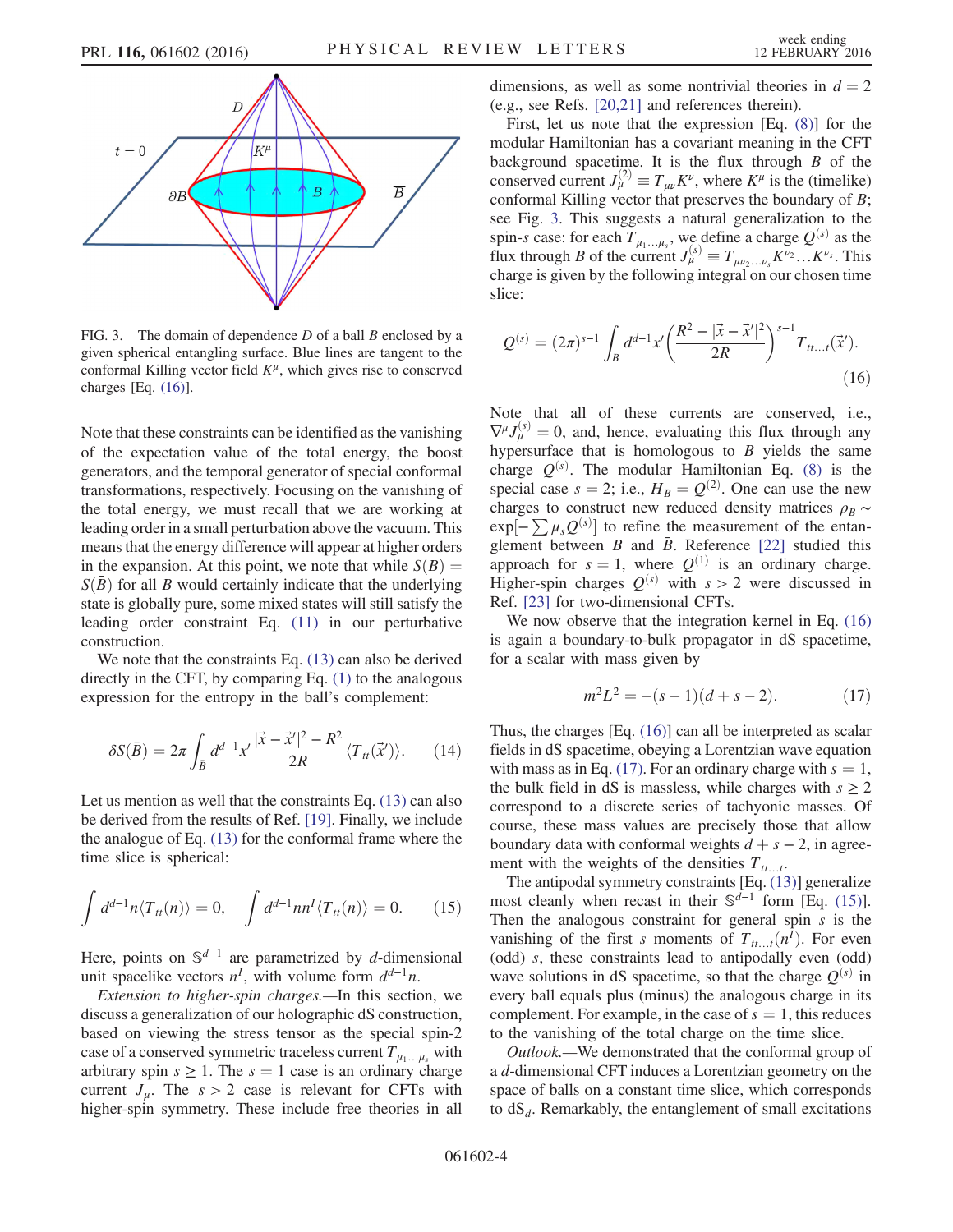FIG. 3. The domain of dependence $D$ of a ball $B$ enclosed by a given spherical entangling surface. Blue lines are tangent to the conformal Killing vector field $K^\mu$, which gives rise to conserved charges [Eq. (16)].

Note that these constraints can be identified as the vanishing of the expectation value of the total energy, the boost generators, and the temporal generator of special conformal transformations, respectively. Focusing on the vanishing of the total energy, we must recall that we are working at leading order in a small perturbation above the vacuum. This means that the energy difference will appear at higher orders in the expansion. At this point, we note that while $S(B) = S(\bar{B})$ for all $B$ would certainly indicate that the underlying state is globally pure, some mixed states will still satisfy the leading order constraint Eq. (11) in our perturbative construction.

We note that the constraints Eq. (13) can also be derived directly in the CFT, by comparing Eq. (1) to the analogous expression for the entropy in the ball's complement:

$$\delta S(\bar{B}) = 2\pi \int_{\bar{B}} d^{d-1}x' \frac{|\vec{x} - \vec{x}'|^2 - R^2}{2R} \langle T_{tt}(\vec{x}')\rangle. \tag{14}$$

Let us mention as well that the constraints Eq. (13) can also be derived from the results of Ref. [19]. Finally, we include the analogue of Eq. (13) for the conformal frame where the time slice is spherical:

$$\int d^{d-1}n \langle T_{tt}(n)\rangle = 0, \qquad \int d^{d-1}n n^I \langle T_{tt}(n)\rangle = 0. \tag{15}$$

Here, points on $\mathbb{S}^{d-1}$ are parametrized by $d$-dimensional unit spacelike vectors $n^I$, with volume form $d^{d-1}n$.

*Extension to higher-spin charges.*—In this section, we discuss a generalization of our holographic dS construction, based on viewing the stress tensor as the special spin-2 case of a conserved symmetric traceless current $T_{\mu_1\ldots\mu_s}$ with arbitrary spin $s \geq 1$. The $s = 1$ case is an ordinary charge current $J_\mu$. The $s > 2$ case is relevant for CFTs with higher-spin symmetry. These include free theories in all dimensions, as well as some nontrivial theories in $d = 2$ (e.g., see Refs. [20,21] and references therein).

First, let us note that the expression [Eq. (8)] for the modular Hamiltonian has a covariant meaning in the CFT background spacetime. It is the flux through $B$ of the conserved current $J^{(2)}_\mu \equiv T_{\mu\nu}K^\nu$, where $K^\mu$ is the (timelike) conformal Killing vector that preserves the boundary of $B$; see Fig. 3. This suggests a natural generalization to the spin-$s$ case: for each $T_{\mu_1\ldots\mu_s}$, we define a charge $Q^{(s)}$ as the flux through $B$ of the current $J^{(s)}_\mu \equiv T_{\mu\nu_2\ldots\nu_s}K^{\nu_2}\ldots K^{\nu_s}$. This charge is given by the following integral on our chosen time slice:

$$Q^{(s)} = (2\pi)^{s-1} \int_B d^{d-1}x' \left(\frac{R^2 - |\vec{x} - \vec{x}'|^2}{2R}\right)^{s-1} T_{tt\ldots t}(\vec{x}'). \tag{16}$$

Note that all of these currents are conserved, i.e., $\nabla^\mu J^{(s)}_\mu = 0$, and, hence, evaluating this flux through any hypersurface that is homologous to $B$ yields the same charge $Q^{(s)}$. The modular Hamiltonian Eq. (8) is the special case $s = 2$; i.e., $H_B = Q^{(2)}$. One can use the new charges to construct new reduced density matrices $\rho_B \sim \exp[-\sum \mu_s Q^{(s)}]$ to refine the measurement of the entanglement between $B$ and $\bar{B}$. Reference [22] studied this approach for $s = 1$, where $Q^{(1)}$ is an ordinary charge. Higher-spin charges $Q^{(s)}$ with $s > 2$ were discussed in Ref. [23] for two-dimensional CFTs.

We now observe that the integration kernel in Eq. (16) is again a boundary-to-bulk propagator in dS spacetime, for a scalar with mass given by

$$m^2L^2 = -(s-1)(d+s-2). \tag{17}$$

Thus, the charges [Eq. (16)] can all be interpreted as scalar fields in dS spacetime, obeying a Lorentzian wave equation with mass as in Eq. (17). For an ordinary charge with $s = 1$, the bulk field in dS is massless, while charges with $s \geq 2$ correspond to a discrete series of tachyonic masses. Of course, these mass values are precisely those that allow boundary data with conformal weights $d + s - 2$, in agreement with the weights of the densities $T_{tt\ldots t}$.

The antipodal symmetry constraints [Eq. (13)] generalize most cleanly when recast in their $\mathbb{S}^{d-1}$ form [Eq. (15)]. Then the analogous constraint for general spin $s$ is the vanishing of the first $s$ moments of $T_{tt\ldots t}(n^I)$. For even (odd) $s$, these constraints lead to antipodally even (odd) wave solutions in dS spacetime, so that the charge $Q^{(s)}$ in every ball equals plus (minus) the analogous charge in its complement. For example, in the case of $s = 1$, this reduces to the vanishing of the total charge on the time slice.

*Outlook.*—We demonstrated that the conformal group of a $d$-dimensional CFT induces a Lorentzian geometry on the space of balls on a constant time slice, which corresponds to $\text{dS}_d$. Remarkably, the entanglement of small excitations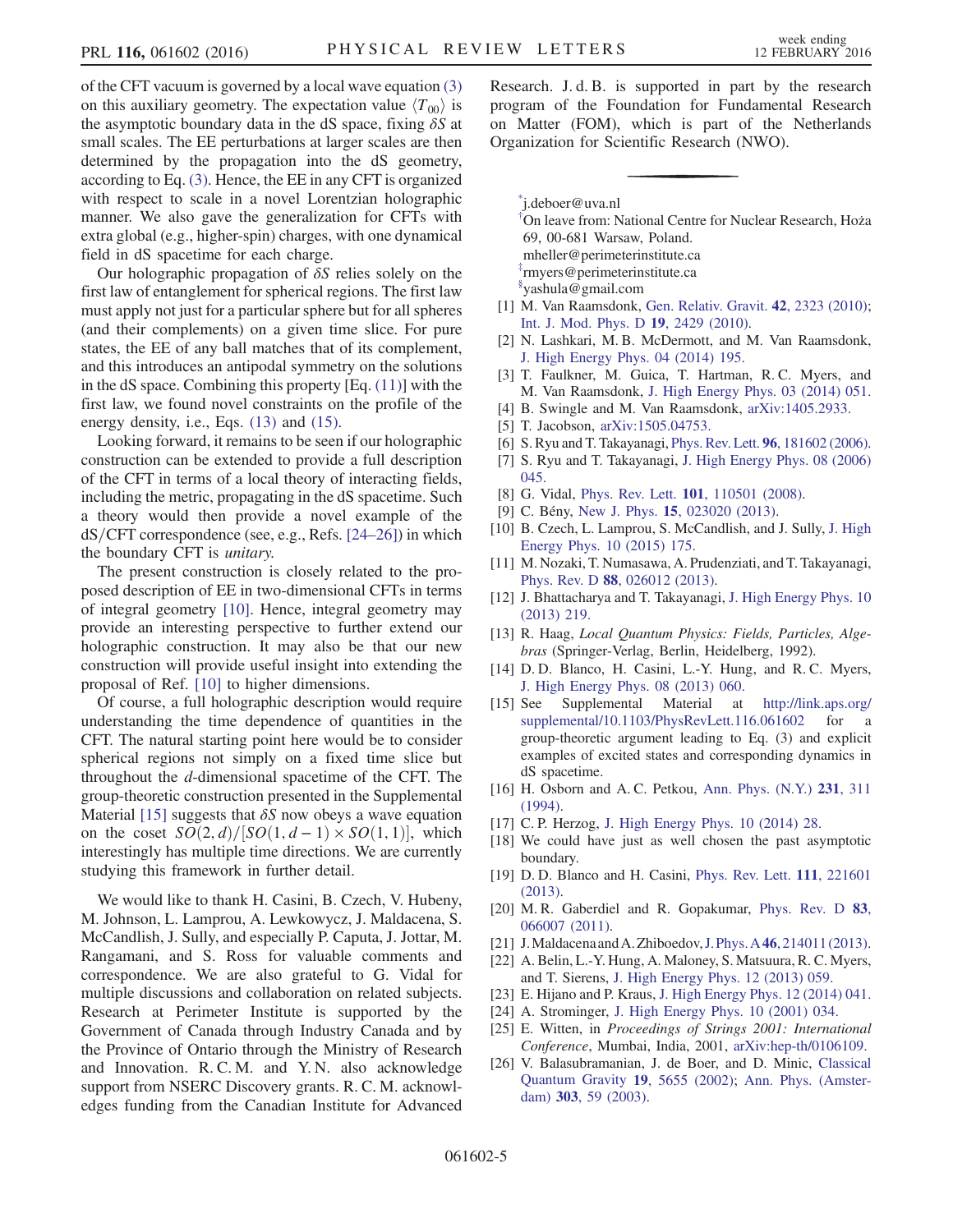of the CFT vacuum is governed by a local wave equation (3) on this auxiliary geometry. The expectation value $\langle T_{00}\rangle$ is the asymptotic boundary data in the dS space, fixing $\delta S$ at small scales. The EE perturbations at larger scales are then determined by the propagation into the dS geometry, according to Eq. (3). Hence, the EE in any CFT is organized with respect to scale in a novel Lorentzian holographic manner. We also gave the generalization for CFTs with extra global (e.g., higher-spin) charges, with one dynamical field in dS spacetime for each charge.

Our holographic propagation of $\delta S$ relies solely on the first law of entanglement for spherical regions. The first law must apply not just for a particular sphere but for all spheres (and their complements) on a given time slice. For pure states, the EE of any ball matches that of its complement, and this introduces an antipodal symmetry on the solutions in the dS space. Combining this property [Eq. (11)] with the first law, we found novel constraints on the profile of the energy density, i.e., Eqs. (13) and (15).

Looking forward, it remains to be seen if our holographic construction can be extended to provide a full description of the CFT in terms of a local theory of interacting fields, including the metric, propagating in the dS spacetime. Such a theory would then provide a novel example of the dS/CFT correspondence (see, e.g., Refs. [24–26]) in which the boundary CFT is *unitary.*

The present construction is closely related to the proposed description of EE in two-dimensional CFTs in terms of integral geometry [10]. Hence, integral geometry may provide an interesting perspective to further extend our holographic construction. It may also be that our new construction will provide useful insight into extending the proposal of Ref. [10] to higher dimensions.

Of course, a full holographic description would require understanding the time dependence of quantities in the CFT. The natural starting point here would be to consider spherical regions not simply on a fixed time slice but throughout the $d$-dimensional spacetime of the CFT. The group-theoretic construction presented in the Supplemental Material [15] suggests that $\delta S$ now obeys a wave equation on the coset $SO(2,d)/[SO(1,d-1)\times SO(1,1)]$, which interestingly has multiple time directions. We are currently studying this framework in further detail.

We would like to thank H. Casini, B. Czech, V. Hubeny, M. Johnson, L. Lamprou, A. Lewkowycz, J. Maldacena, S. McCandlish, J. Sully, and especially P. Caputa, J. Jottar, M. Rangamani, and S. Ross for valuable comments and correspondence. We are also grateful to G. Vidal for multiple discussions and collaboration on related subjects. Research at Perimeter Institute is supported by the Government of Canada through Industry Canada and by the Province of Ontario through the Ministry of Research and Innovation. R. C. M. and Y. N. also acknowledge support from NSERC Discovery grants. R. C. M. acknowledges funding from the Canadian Institute for Advanced Research. J. d. B. is supported in part by the research program of the Foundation for Fundamental Research on Matter (FOM), which is part of the Netherlands Organization for Scientific Research (NWO).

---

[*] j.deboer@uva.nl
[†] On leave from: National Centre for Nuclear Research, Hoża 69, 00-681 Warsaw, Poland.
mheller@perimeterinstitute.ca
[‡] rmyers@perimeterinstitute.ca
[§] yashula@gmail.com

[1] M. Van Raamsdonk, Gen. Relativ. Gravit. **42**, 2323 (2010); Int. J. Mod. Phys. D **19**, 2429 (2010).
[2] N. Lashkari, M. B. McDermott, and M. Van Raamsdonk, J. High Energy Phys. 04 (2014) 195.
[3] T. Faulkner, M. Guica, T. Hartman, R. C. Myers, and M. Van Raamsdonk, J. High Energy Phys. 03 (2014) 051.
[4] B. Swingle and M. Van Raamsdonk, arXiv:1405.2933.
[5] T. Jacobson, arXiv:1505.04753.
[6] S. Ryu and T. Takayanagi, Phys. Rev. Lett. **96**, 181602 (2006).
[7] S. Ryu and T. Takayanagi, J. High Energy Phys. 08 (2006) 045.
[8] G. Vidal, Phys. Rev. Lett. **101**, 110501 (2008).
[9] C. Bény, New J. Phys. **15**, 023020 (2013).
[10] B. Czech, L. Lamprou, S. McCandlish, and J. Sully, J. High Energy Phys. 10 (2015) 175.
[11] M. Nozaki, T. Numasawa, A. Prudenziati, and T. Takayanagi, Phys. Rev. D **88**, 026012 (2013).
[12] J. Bhattacharya and T. Takayanagi, J. High Energy Phys. 10 (2013) 219.
[13] R. Haag, *Local Quantum Physics: Fields, Particles, Algebras* (Springer-Verlag, Berlin, Heidelberg, 1992).
[14] D. D. Blanco, H. Casini, L.-Y. Hung, and R. C. Myers, J. High Energy Phys. 08 (2013) 060.
[15] See Supplemental Material at http://link.aps.org/supplemental/10.1103/PhysRevLett.116.061602 for a group-theoretic argument leading to Eq. (3) and explicit examples of excited states and corresponding dynamics in dS spacetime.
[16] H. Osborn and A. C. Petkou, Ann. Phys. (N.Y.) **231**, 311 (1994).
[17] C. P. Herzog, J. High Energy Phys. 10 (2014) 28.
[18] We could have just as well chosen the past asymptotic boundary.
[19] D. D. Blanco and H. Casini, Phys. Rev. Lett. **111**, 221601 (2013).
[20] M. R. Gaberdiel and R. Gopakumar, Phys. Rev. D **83**, 066007 (2011).
[21] J. Maldacena and A. Zhiboedov, J. Phys. A **46**, 214011 (2013).
[22] A. Belin, L.-Y. Hung, A. Maloney, S. Matsuura, R. C. Myers, and T. Sierens, J. High Energy Phys. 12 (2013) 059.
[23] E. Hijano and P. Kraus, J. High Energy Phys. 12 (2014) 041.
[24] A. Strominger, J. High Energy Phys. 10 (2001) 034.
[25] E. Witten, in *Proceedings of Strings 2001: International Conference*, Mumbai, India, 2001, arXiv:hep-th/0106109.
[26] V. Balasubramanian, J. de Boer, and D. Minic, Classical Quantum Gravity **19**, 5655 (2002); Ann. Phys. (Amsterdam) **303**, 59 (2003).